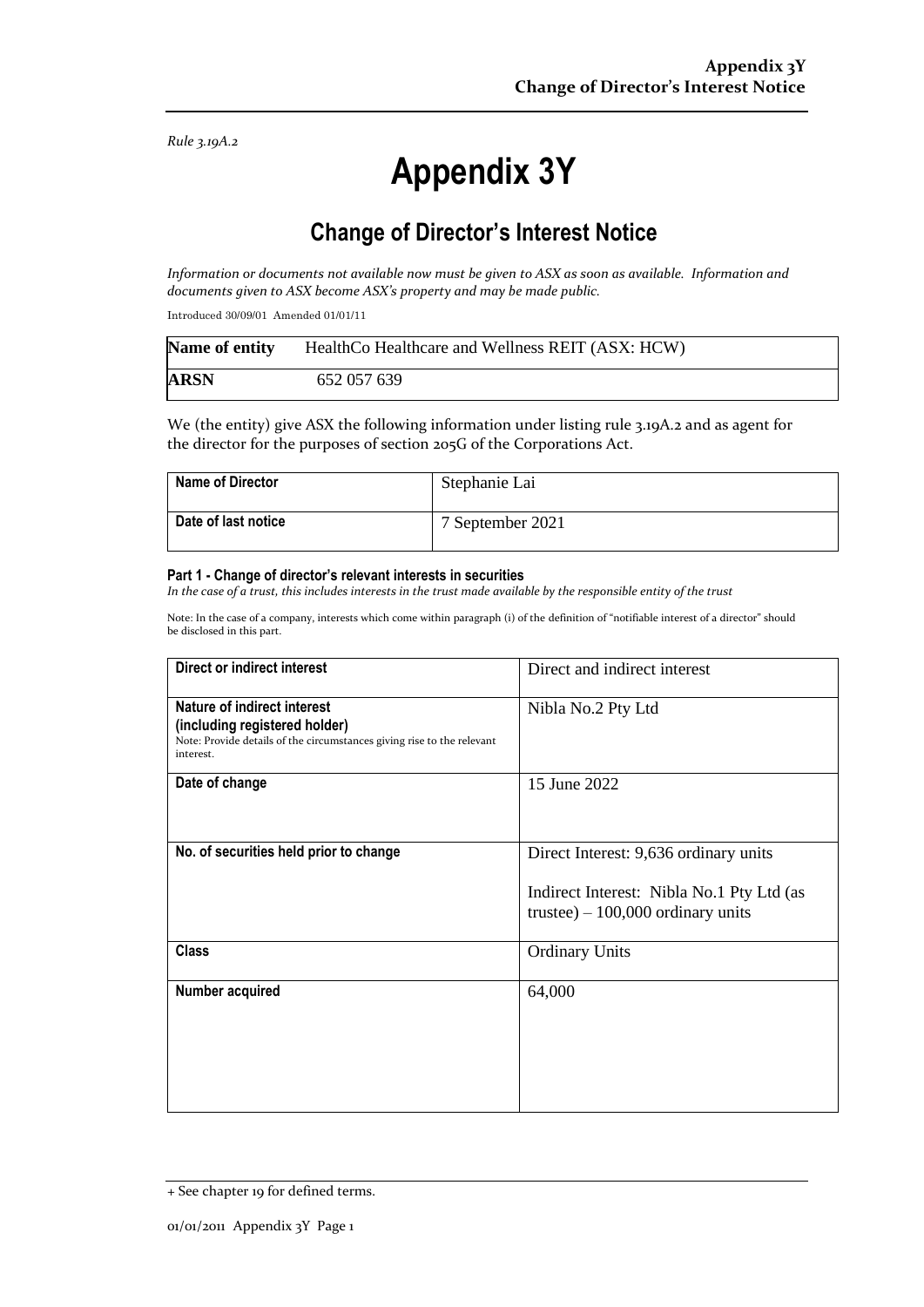Rule 3.19A.2

# Appendix 3Y

## Change of Director's Interest Notice

*Information or documents not available now must be given to ASX as soon as available. Information and documents given to ASX become ASX's property and may be made public.*

Introduced 30/09/01 Amended 01/01/11

| **Name of entity** | HealthCo Healthcare and Wellness REIT (ASX: HCW) |
|---|---|
| **ARSN** | 652 057 639 |

We (the entity) give ASX the following information under listing rule 3.19A.2 and as agent for the director for the purposes of section 205G of the Corporations Act.

| **Name of Director** | Stephanie Lai |
|---|---|
| **Date of last notice** | 7 September 2021 |

#### Part 1 - Change of director's relevant interests in securities

*In the case of a trust, this includes interests in the trust made available by the responsible entity of the trust*

Note: In the case of a company, interests which come within paragraph (i) of the definition of "notifiable interest of a director" should be disclosed in this part.

| **Direct or indirect interest** | Direct and indirect interest |
|---|---|
| **Nature of indirect interest (including registered holder)**<br>Note: Provide details of the circumstances giving rise to the relevant interest. | Nibla No.2 Pty Ltd |
| **Date of change** | 15 June 2022 |
| **No. of securities held prior to change** | Direct Interest: 9,636 ordinary units<br><br>Indirect Interest: Nibla No.1 Pty Ltd (as trustee) – 100,000 ordinary units |
| **Class** | Ordinary Units |
| **Number acquired** | 64,000 |

+ See chapter 19 for defined terms.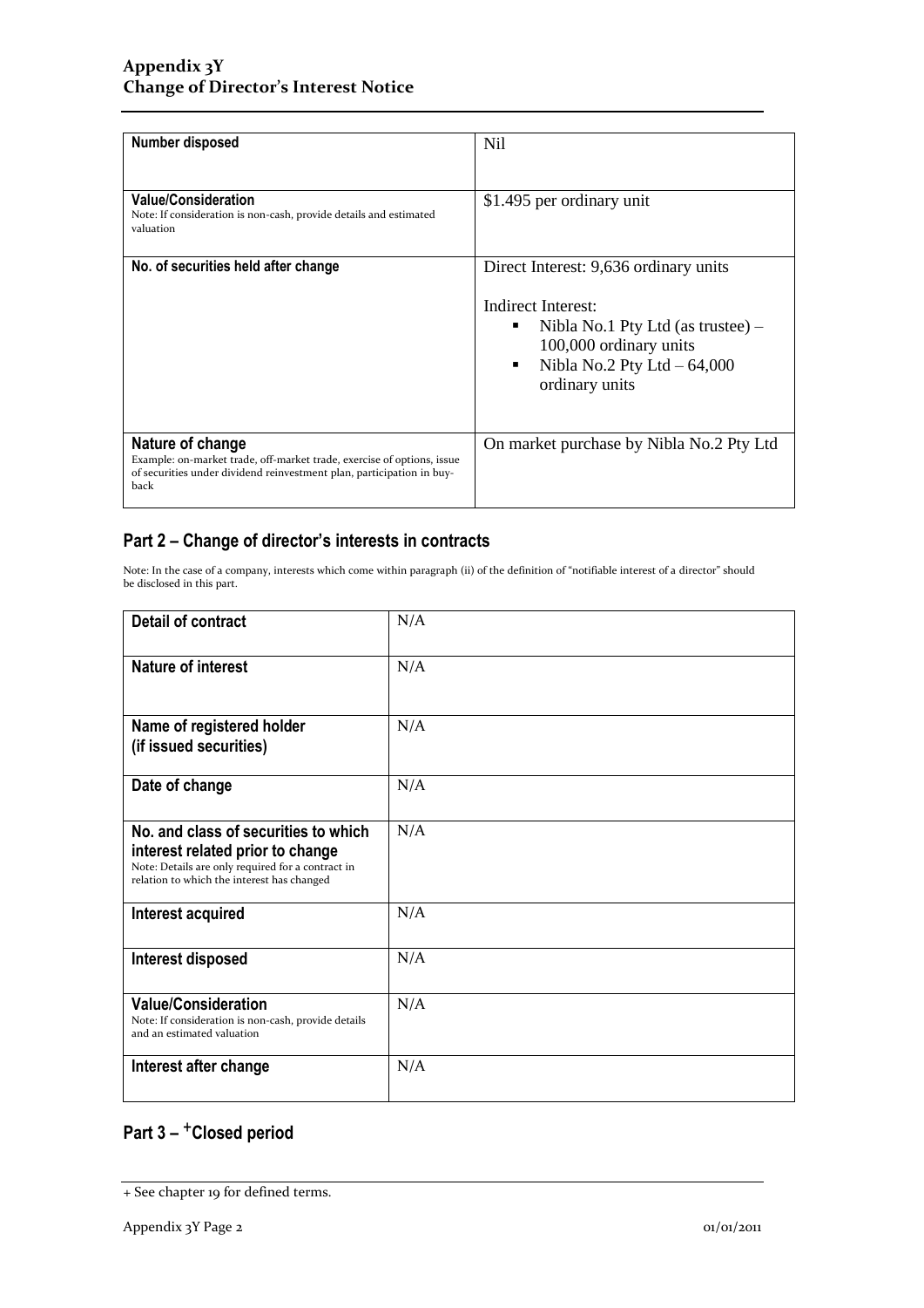| Number disposed | Nil |
|---|---|
| **Value/Consideration**<br>Note: If consideration is non-cash, provide details and estimated valuation | $1.495 per ordinary unit |
| **No. of securities held after change** | Direct Interest: 9,636 ordinary units<br><br>Indirect Interest:<br>▪ Nibla No.1 Pty Ltd (as trustee) – 100,000 ordinary units<br>▪ Nibla No.2 Pty Ltd – 64,000 ordinary units |
| **Nature of change**<br>Example: on-market trade, off-market trade, exercise of options, issue of securities under dividend reinvestment plan, participation in buy-back | On market purchase by Nibla No.2 Pty Ltd |

## Part 2 – Change of director's interests in contracts

Note: In the case of a company, interests which come within paragraph (ii) of the definition of "notifiable interest of a director" should be disclosed in this part.

| Detail of contract | N/A |
|---|---|
| **Nature of interest** | N/A |
| **Name of registered holder (if issued securities)** | N/A |
| **Date of change** | N/A |
| **No. and class of securities to which interest related prior to change**<br>Note: Details are only required for a contract in relation to which the interest has changed | N/A |
| **Interest acquired** | N/A |
| **Interest disposed** | N/A |
| **Value/Consideration**<br>Note: If consideration is non-cash, provide details and an estimated valuation | N/A |
| **Interest after change** | N/A |

## Part 3 – +Closed period

+ See chapter 19 for defined terms.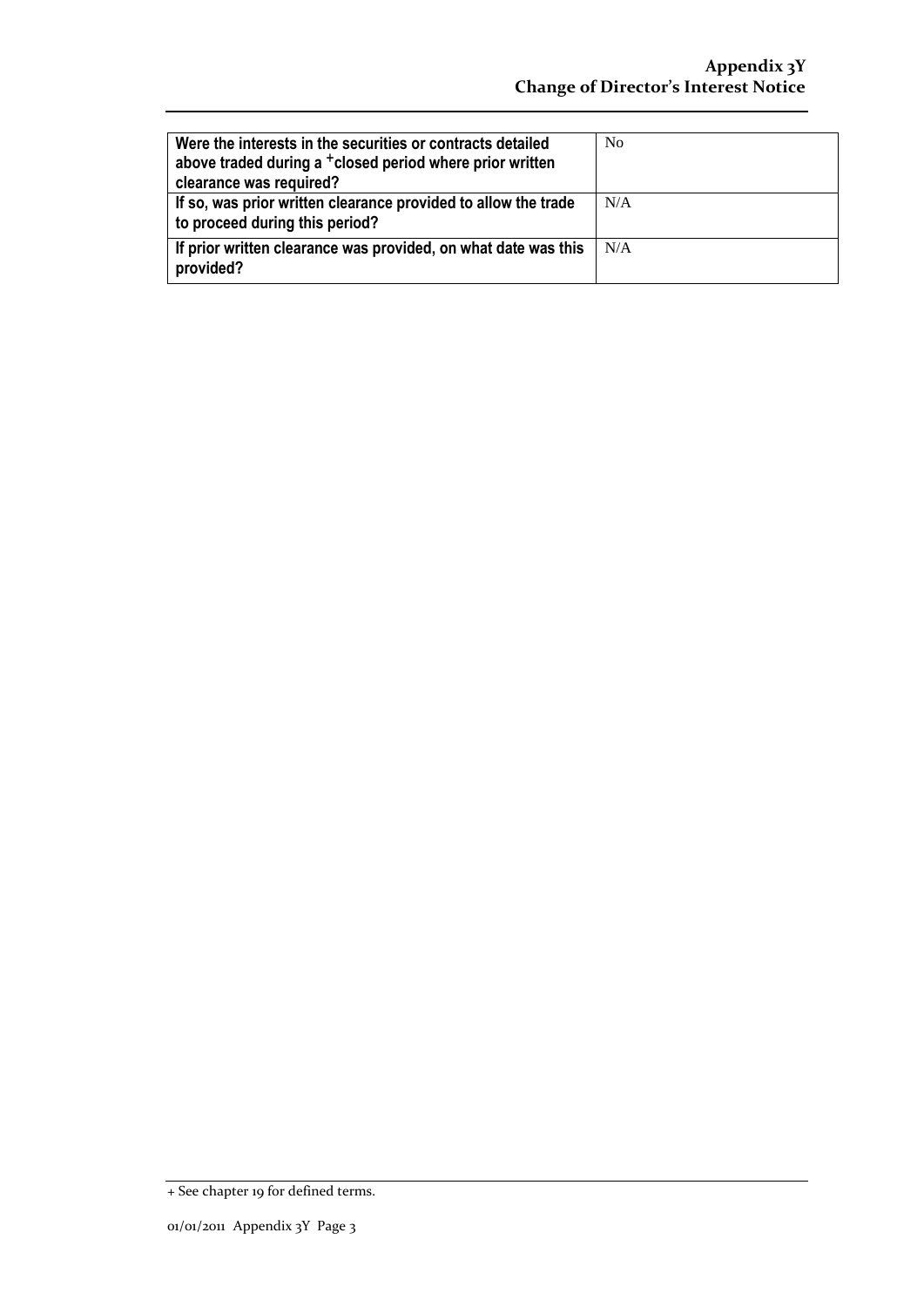| | |
|---|---|
| **Were the interests in the securities or contracts detailed above traded during a +closed period where prior written clearance was required?** | No |
| **If so, was prior written clearance provided to allow the trade to proceed during this period?** | N/A |
| **If prior written clearance was provided, on what date was this provided?** | N/A |

+ See chapter 19 for defined terms.